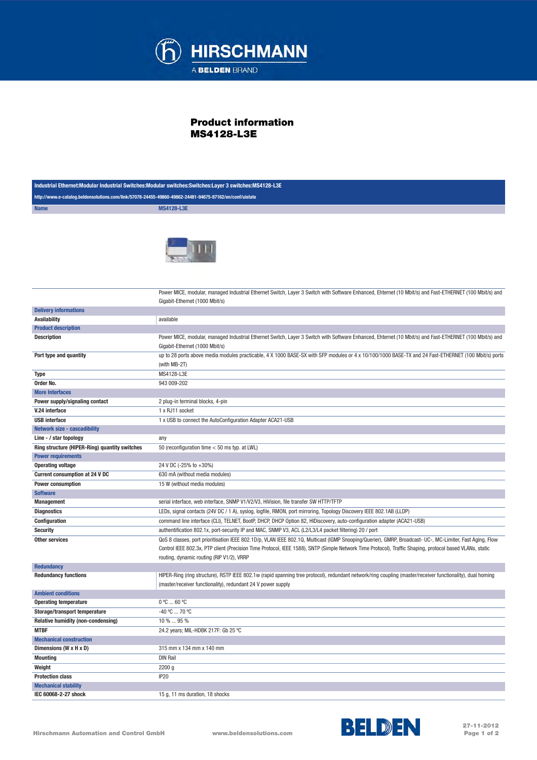# Product information
# MS4128-L3E

| Industrial Ethernet:Modular Industrial Switches:Modular switches:Switches:Layer 3 switches:MS4128-L3E | |
|---|---|
| http://www.e-catalog.beldensolutions.com/link/57078-24455-49860-49862-24481-94675-87162/en/conf/uistate | |
| **Name** | **MS4128-L3E** |
| | Power MICE, modular, managed Industrial Ethernet Switch, Layer 3 Switch with Software Enhanced, Ehternet (10 Mbit/s) and Fast-ETHERNET (100 Mbit/s) and Gigabit-Ethernet (1000 Mbit/s) |
| **Delivery informations** | |
| **Availability** | available |
| **Product description** | |
| **Description** | Power MICE, modular, managed Industrial Ethernet Switch, Layer 3 Switch with Software Enhanced, Ehternet (10 Mbit/s) and Fast-ETHERNET (100 Mbit/s) and Gigabit-Ethernet (1000 Mbit/s) |
| **Port type and quantity** | up to 28 ports above media modules practicable, 4 X 1000 BASE-SX with SFP modules or 4 x 10/100/1000 BASE-TX and 24 Fast-ETHERNET (100 Mbit/s) ports (with MB-2T) |
| **Type** | MS4128-L3E |
| **Order No.** | 943 009-202 |
| **More Interfaces** | |
| **Power supply/signaling contact** | 2 plug-in terminal blocks, 4-pin |
| **V.24 interface** | 1 x RJ11 socket |
| **USB interface** | 1 x USB to connect the AutoConfiguration Adapter ACA21-USB |
| **Network size - cascadibility** | |
| **Line - / star topology** | any |
| **Ring structure (HIPER-Ring) quantity switches** | 50 (reconfiguration time < 50 ms typ. at LWL) |
| **Power requirements** | |
| **Operating voltage** | 24 V DC (-25% to +30%) |
| **Current consumption at 24 V DC** | 630 mA (without media modules) |
| **Power consumption** | 15 W (without media modules) |
| **Software** | |
| **Management** | serial interface, web interface, SNMP V1/V2/V3, HiVision, file transfer SW HTTP/TFTP |
| **Diagnostics** | LEDs, signal contacts (24V DC / 1 A), syslog, logfile, RMON, port mirroring, Topology Discovery IEEE 802.1AB (LLDP) |
| **Configuration** | command line interface (CLI), TELNET, BootP, DHCP, DHCP Option 82, HIDiscovery, auto-configuration adapter (ACA21-USB) |
| **Security** | authentification 802.1x, port-security IP and MAC, SNMP V3, ACL (L2/L3/L4 packet filtering) 20 / port |
| **Other services** | QoS 8 classes, port prioritisation IEEE 802.1D/p, VLAN IEEE 802.1Q, Multicast (IGMP Snooping/Querier), GMRP, Broadcast- UC-, MC-Limiter, Fast Aging, Flow Control IEEE 802.3x, PTP client (Precision Time Protocol, IEEE 1588), SNTP (Simple Network Time Protocol), Traffic Shaping, protocol based VLANs, static routing, dynamic routing (RIP V1/2), VRRP |
| **Redundancy** | |
| **Redundancy functions** | HIPER-Ring (ring structure), RSTP IEEE 802.1w (rapid spanning tree protocol), redundant network/ring coupling (master/receiver functionality), dual homing (master/receiver functionality), redundant 24 V power supply |
| **Ambient conditions** | |
| **Operating temperature** | 0 °C ... 60 °C |
| **Storage/transport temperature** | -40 °C ... 70 °C |
| **Relative humidity (non-condensing)** | 10 % ... 95 % |
| **MTBF** | 24.2 years; MIL-HDBK 217F: Gb 25 °C |
| **Mechanical construction** | |
| **Dimensions (W x H x D)** | 315 mm x 134 mm x 140 mm |
| **Mounting** | DIN Rail |
| **Weight** | 2200 g |
| **Protection class** | IP20 |
| **Mechanical stability** | |
| **IEC 60068-2-27 shock** | 15 g, 11 ms duration, 18 shocks |

Hirschmann Automation and Control GmbH    www.beldensolutions.com    27-11-2012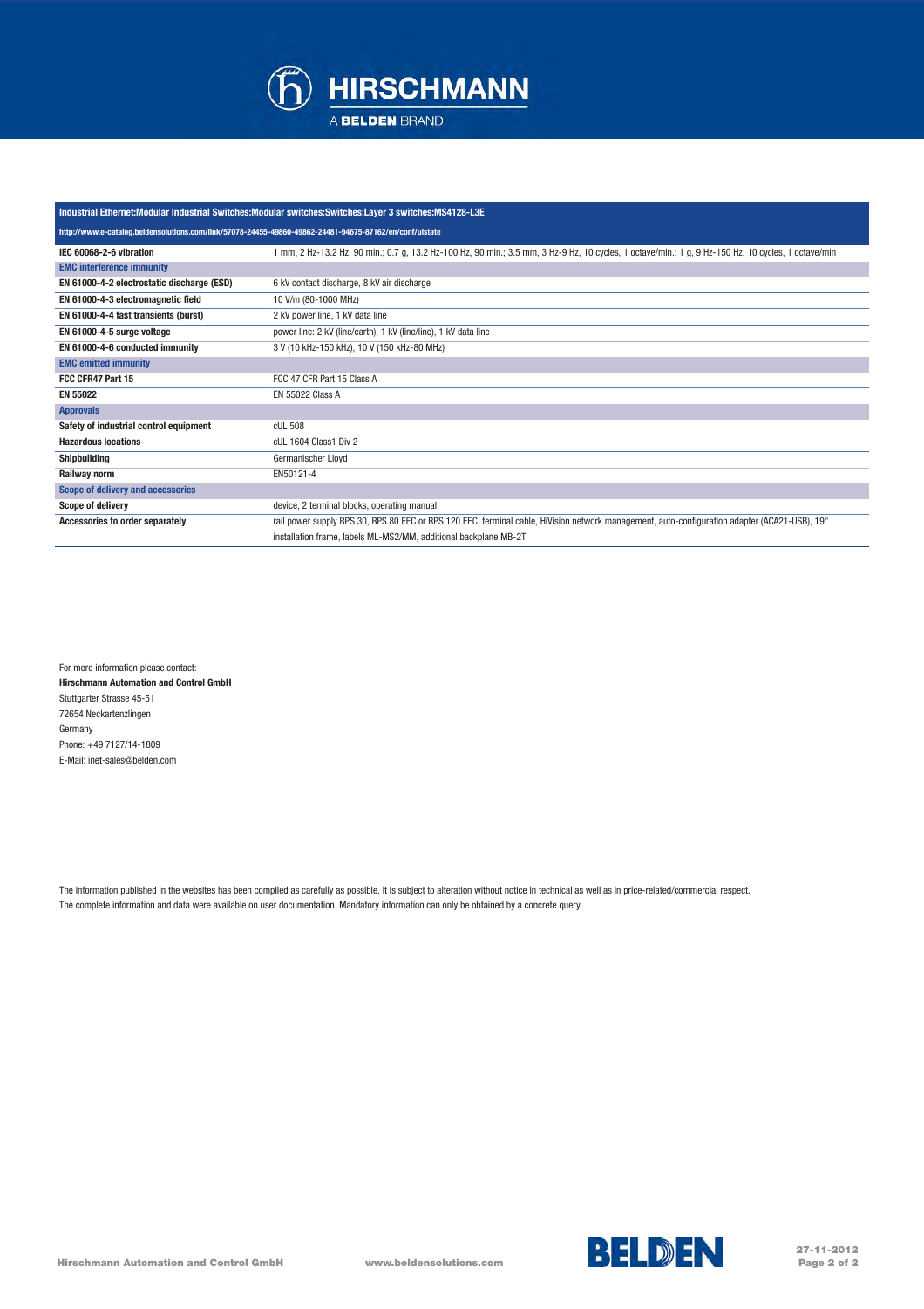| Industrial Ethernet:Modular Industrial Switches:Modular switches:Switches:Layer 3 switches:MS4128-L3E | |
|---|---|
| http://www.e-catalog.beldensolutions.com/link/57078-24455-49860-49862-24481-94675-87162/en/conf/uistate | |
| **IEC 60068-2-6 vibration** | 1 mm, 2 Hz-13.2 Hz, 90 min.; 0.7 g, 13.2 Hz-100 Hz, 90 min.; 3.5 mm, 3 Hz-9 Hz, 10 cycles, 1 octave/min.; 1 g, 9 Hz-150 Hz, 10 cycles, 1 octave/min |
| **EMC interference immunity** | |
| **EN 61000-4-2 electrostatic discharge (ESD)** | 6 kV contact discharge, 8 kV air discharge |
| **EN 61000-4-3 electromagnetic field** | 10 V/m (80-1000 MHz) |
| **EN 61000-4-4 fast transients (burst)** | 2 kV power line, 1 kV data line |
| **EN 61000-4-5 surge voltage** | power line: 2 kV (line/earth), 1 kV (line/line), 1 kV data line |
| **EN 61000-4-6 conducted immunity** | 3 V (10 kHz-150 kHz), 10 V (150 kHz-80 MHz) |
| **EMC emitted immunity** | |
| **FCC CFR47 Part 15** | FCC 47 CFR Part 15 Class A |
| **EN 55022** | EN 55022 Class A |
| **Approvals** | |
| **Safety of industrial control equipment** | cUL 508 |
| **Hazardous locations** | cUL 1604 Class1 Div 2 |
| **Shipbuilding** | Germanischer Lloyd |
| **Railway norm** | EN50121-4 |
| **Scope of delivery and accessories** | |
| **Scope of delivery** | device, 2 terminal blocks, operating manual |
| **Accessories to order separately** | rail power supply RPS 30, RPS 80 EEC or RPS 120 EEC, terminal cable, HiVision network management, auto-configuration adapter (ACA21-USB), 19" installation frame, labels ML-MS2/MM, additional backplane MB-2T |

For more information please contact:
**Hirschmann Automation and Control GmbH**
Stuttgarter Strasse 45-51
72654 Neckartenzlingen
Germany
Phone: +49 7127/14-1809
E-Mail: inet-sales@belden.com

The information published in the websites has been compiled as carefully as possible. It is subject to alteration without notice in technical as well as in price-related/commercial respect.
The complete information and data were available on user documentation. Mandatory information can only be obtained by a concrete query.